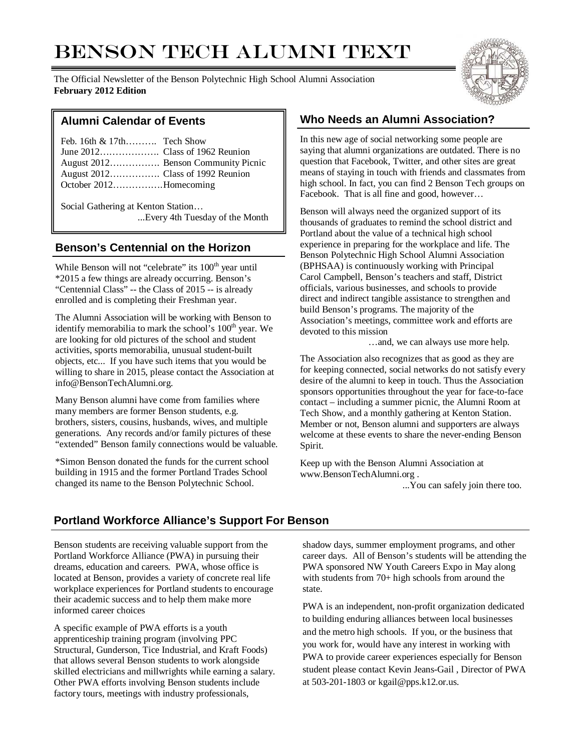# Benson Tech Alumni Text

The Official Newsletter of the Benson Polytechnic High School Alumni Association
**February 2012 Edition**

## Alumni Calendar of Events

Feb. 16th & 17th………. Tech Show
June 2012………………. Class of 1962 Reunion
August 2012……………. Benson Community Picnic
August 2012……………. Class of 1992 Reunion
October 2012…………….Homecoming

Social Gathering at Kenton Station…
...Every 4th Tuesday of the Month

## Benson's Centennial on the Horizon

While Benson will not "celebrate" its 100th year until *2015 a few things are already occurring. Benson's "Centennial Class" -- the Class of 2015 -- is already enrolled and is completing their Freshman year.

The Alumni Association will be working with Benson to identify memorabilia to mark the school's 100th year. We are looking for old pictures of the school and student activities, sports memorabilia, unusual student-built objects, etc... If you have such items that you would be willing to share in 2015, please contact the Association at info@BensonTechAlumni.org.

Many Benson alumni have come from families where many members are former Benson students, e.g. brothers, sisters, cousins, husbands, wives, and multiple generations. Any records and/or family pictures of these "extended" Benson family connections would be valuable.

*Simon Benson donated the funds for the current school building in 1915 and the former Portland Trades School changed its name to the Benson Polytechnic School.

## Who Needs an Alumni Association?

In this new age of social networking some people are saying that alumni organizations are outdated. There is no question that Facebook, Twitter, and other sites are great means of staying in touch with friends and classmates from high school. In fact, you can find 2 Benson Tech groups on Facebook. That is all fine and good, however…

Benson will always need the organized support of its thousands of graduates to remind the school district and Portland about the value of a technical high school experience in preparing for the workplace and life. The Benson Polytechnic High School Alumni Association (BPHSAA) is continuously working with Principal Carol Campbell, Benson's teachers and staff, District officials, various businesses, and schools to provide direct and indirect tangible assistance to strengthen and build Benson's programs. The majority of the Association's meetings, committee work and efforts are devoted to this mission

…and, we can always use more help.

The Association also recognizes that as good as they are for keeping connected, social networks do not satisfy every desire of the alumni to keep in touch. Thus the Association sponsors opportunities throughout the year for face-to-face contact – including a summer picnic, the Alumni Room at Tech Show, and a monthly gathering at Kenton Station. Member or not, Benson alumni and supporters are always welcome at these events to share the never-ending Benson Spirit.

Keep up with the Benson Alumni Association at www.BensonTechAlumni.org .

...You can safely join there too.

## Portland Workforce Alliance's Support For Benson

Benson students are receiving valuable support from the Portland Workforce Alliance (PWA) in pursuing their dreams, education and careers. PWA, whose office is located at Benson, provides a variety of concrete real life workplace experiences for Portland students to encourage their academic success and to help them make more informed career choices

A specific example of PWA efforts is a youth apprenticeship training program (involving PPC Structural, Gunderson, Tice Industrial, and Kraft Foods) that allows several Benson students to work alongside skilled electricians and millwrights while earning a salary. Other PWA efforts involving Benson students include factory tours, meetings with industry professionals, shadow days, summer employment programs, and other career days. All of Benson's students will be attending the PWA sponsored NW Youth Careers Expo in May along with students from 70+ high schools from around the state.

PWA is an independent, non-profit organization dedicated to building enduring alliances between local businesses and the metro high schools. If you, or the business that you work for, would have any interest in working with PWA to provide career experiences especially for Benson student please contact Kevin Jeans-Gail , Director of PWA at 503-201-1803 or kgail@pps.k12.or.us.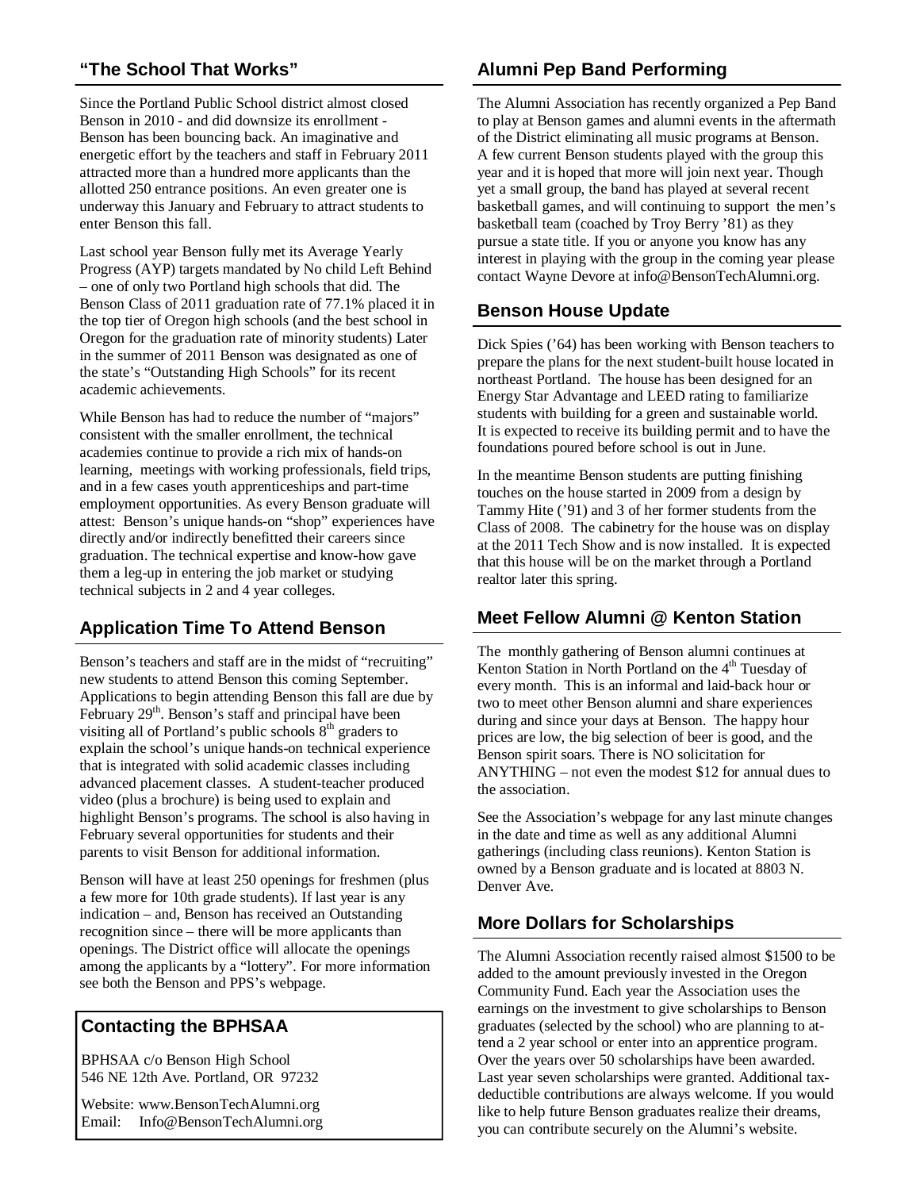## "The School That Works"

Since the Portland Public School district almost closed Benson in 2010 - and did downsize its enrollment - Benson has been bouncing back. An imaginative and energetic effort by the teachers and staff in February 2011 attracted more than a hundred more applicants than the allotted 250 entrance positions. An even greater one is underway this January and February to attract students to enter Benson this fall.

Last school year Benson fully met its Average Yearly Progress (AYP) targets mandated by No child Left Behind – one of only two Portland high schools that did. The Benson Class of 2011 graduation rate of 77.1% placed it in the top tier of Oregon high schools (and the best school in Oregon for the graduation rate of minority students) Later in the summer of 2011 Benson was designated as one of the state's "Outstanding High Schools" for its recent academic achievements.

While Benson has had to reduce the number of "majors" consistent with the smaller enrollment, the technical academies continue to provide a rich mix of hands-on learning, meetings with working professionals, field trips, and in a few cases youth apprenticeships and part-time employment opportunities. As every Benson graduate will attest: Benson's unique hands-on "shop" experiences have directly and/or indirectly benefitted their careers since graduation. The technical expertise and know-how gave them a leg-up in entering the job market or studying technical subjects in 2 and 4 year colleges.

## Application Time To Attend Benson

Benson's teachers and staff are in the midst of "recruiting" new students to attend Benson this coming September. Applications to begin attending Benson this fall are due by February 29th. Benson's staff and principal have been visiting all of Portland's public schools 8th graders to explain the school's unique hands-on technical experience that is integrated with solid academic classes including advanced placement classes. A student-teacher produced video (plus a brochure) is being used to explain and highlight Benson's programs. The school is also having in February several opportunities for students and their parents to visit Benson for additional information.

Benson will have at least 250 openings for freshmen (plus a few more for 10th grade students). If last year is any indication – and, Benson has received an Outstanding recognition since – there will be more applicants than openings. The District office will allocate the openings among the applicants by a "lottery". For more information see both the Benson and PPS's webpage.

## Contacting the BPHSAA

BPHSAA c/o Benson High School
546 NE 12th Ave. Portland, OR 97232

Website: www.BensonTechAlumni.org
Email: Info@BensonTechAlumni.org

## Alumni Pep Band Performing

The Alumni Association has recently organized a Pep Band to play at Benson games and alumni events in the aftermath of the District eliminating all music programs at Benson. A few current Benson students played with the group this year and it is hoped that more will join next year. Though yet a small group, the band has played at several recent basketball games, and will continuing to support the men's basketball team (coached by Troy Berry '81) as they pursue a state title. If you or anyone you know has any interest in playing with the group in the coming year please contact Wayne Devore at info@BensonTechAlumni.org.

## Benson House Update

Dick Spies ('64) has been working with Benson teachers to prepare the plans for the next student-built house located in northeast Portland. The house has been designed for an Energy Star Advantage and LEED rating to familiarize students with building for a green and sustainable world. It is expected to receive its building permit and to have the foundations poured before school is out in June.

In the meantime Benson students are putting finishing touches on the house started in 2009 from a design by Tammy Hite ('91) and 3 of her former students from the Class of 2008. The cabinetry for the house was on display at the 2011 Tech Show and is now installed. It is expected that this house will be on the market through a Portland realtor later this spring.

## Meet Fellow Alumni @ Kenton Station

The monthly gathering of Benson alumni continues at Kenton Station in North Portland on the 4th Tuesday of every month. This is an informal and laid-back hour or two to meet other Benson alumni and share experiences during and since your days at Benson. The happy hour prices are low, the big selection of beer is good, and the Benson spirit soars. There is NO solicitation for ANYTHING – not even the modest $12 for annual dues to the association.

See the Association's webpage for any last minute changes in the date and time as well as any additional Alumni gatherings (including class reunions). Kenton Station is owned by a Benson graduate and is located at 8803 N. Denver Ave.

## More Dollars for Scholarships

The Alumni Association recently raised almost $1500 to be added to the amount previously invested in the Oregon Community Fund. Each year the Association uses the earnings on the investment to give scholarships to Benson graduates (selected by the school) who are planning to attend a 2 year school or enter into an apprentice program. Over the years over 50 scholarships have been awarded. Last year seven scholarships were granted. Additional tax-deductible contributions are always welcome. If you would like to help future Benson graduates realize their dreams, you can contribute securely on the Alumni's website.